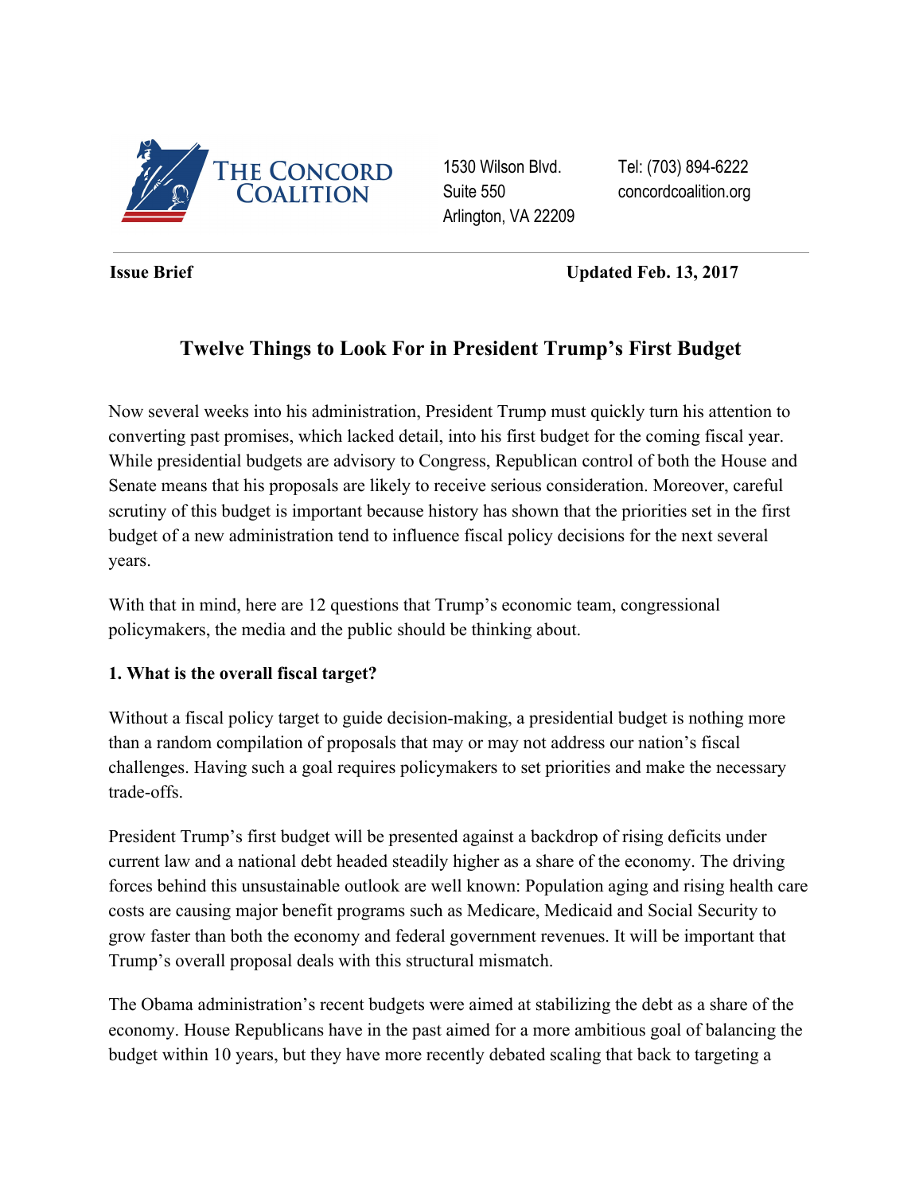THE CONCORD COALITION

1530 Wilson Blvd.
Suite 550
Arlington, VA 22209

Tel: (703) 894-6222
concordcoalition.org

**Issue Brief** **Updated Feb. 13, 2017**

# Twelve Things to Look For in President Trump's First Budget

Now several weeks into his administration, President Trump must quickly turn his attention to converting past promises, which lacked detail, into his first budget for the coming fiscal year. While presidential budgets are advisory to Congress, Republican control of both the House and Senate means that his proposals are likely to receive serious consideration. Moreover, careful scrutiny of this budget is important because history has shown that the priorities set in the first budget of a new administration tend to influence fiscal policy decisions for the next several years.

With that in mind, here are 12 questions that Trump's economic team, congressional policymakers, the media and the public should be thinking about.

**1. What is the overall fiscal target?**

Without a fiscal policy target to guide decision-making, a presidential budget is nothing more than a random compilation of proposals that may or may not address our nation's fiscal challenges. Having such a goal requires policymakers to set priorities and make the necessary trade-offs.

President Trump's first budget will be presented against a backdrop of rising deficits under current law and a national debt headed steadily higher as a share of the economy. The driving forces behind this unsustainable outlook are well known: Population aging and rising health care costs are causing major benefit programs such as Medicare, Medicaid and Social Security to grow faster than both the economy and federal government revenues. It will be important that Trump's overall proposal deals with this structural mismatch.

The Obama administration's recent budgets were aimed at stabilizing the debt as a share of the economy. House Republicans have in the past aimed for a more ambitious goal of balancing the budget within 10 years, but they have more recently debated scaling that back to targeting a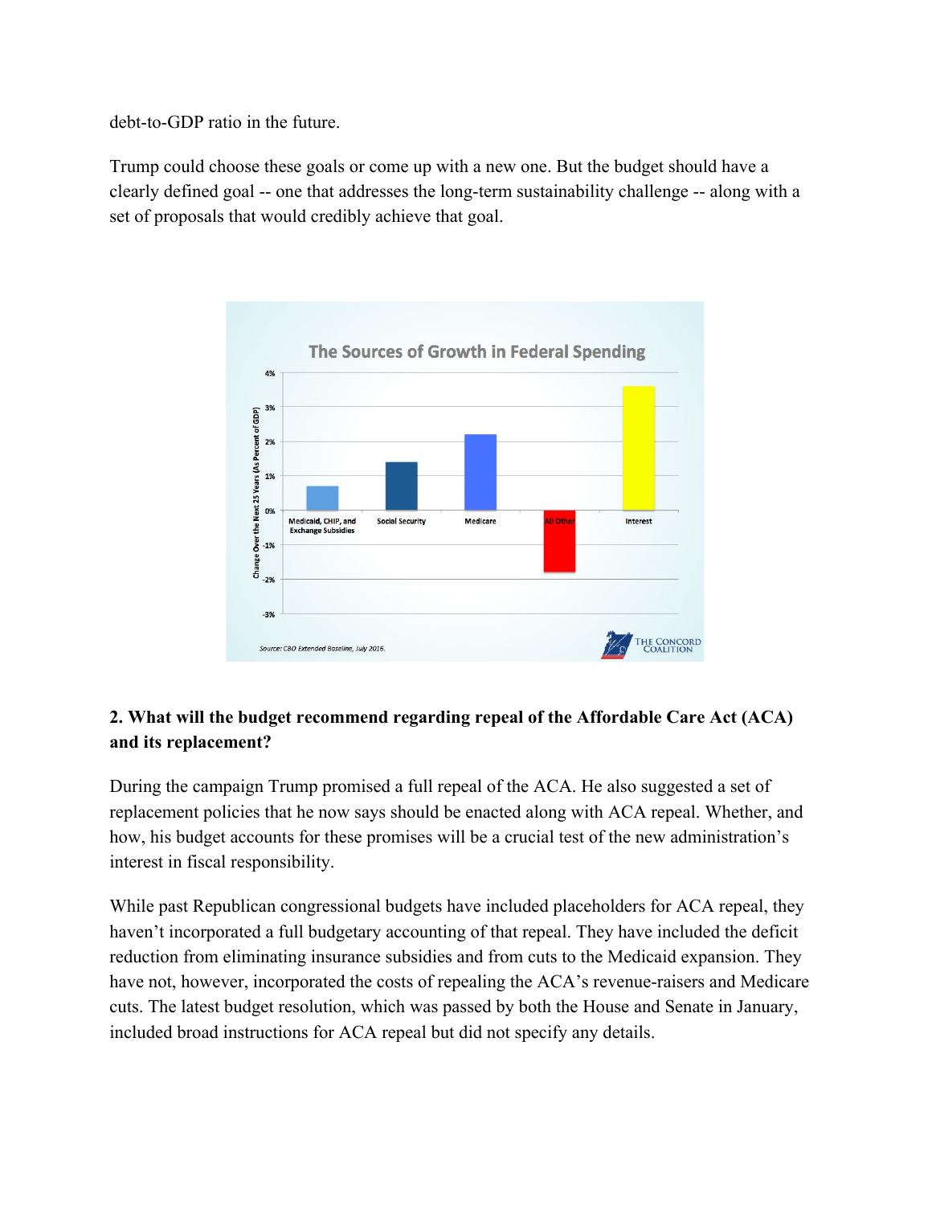debt-to-GDP ratio in the future.

Trump could choose these goals or come up with a new one. But the budget should have a clearly defined goal -- one that addresses the long-term sustainability challenge -- along with a set of proposals that would credibly achieve that goal.

**The Sources of Growth in Federal Spending**

Source: CBO Extended Baseline, July 2016.

**2. What will the budget recommend regarding repeal of the Affordable Care Act (ACA) and its replacement?**

During the campaign Trump promised a full repeal of the ACA. He also suggested a set of replacement policies that he now says should be enacted along with ACA repeal. Whether, and how, his budget accounts for these promises will be a crucial test of the new administration's interest in fiscal responsibility.

While past Republican congressional budgets have included placeholders for ACA repeal, they haven't incorporated a full budgetary accounting of that repeal. They have included the deficit reduction from eliminating insurance subsidies and from cuts to the Medicaid expansion. They have not, however, incorporated the costs of repealing the ACA's revenue-raisers and Medicare cuts. The latest budget resolution, which was passed by both the House and Senate in January, included broad instructions for ACA repeal but did not specify any details.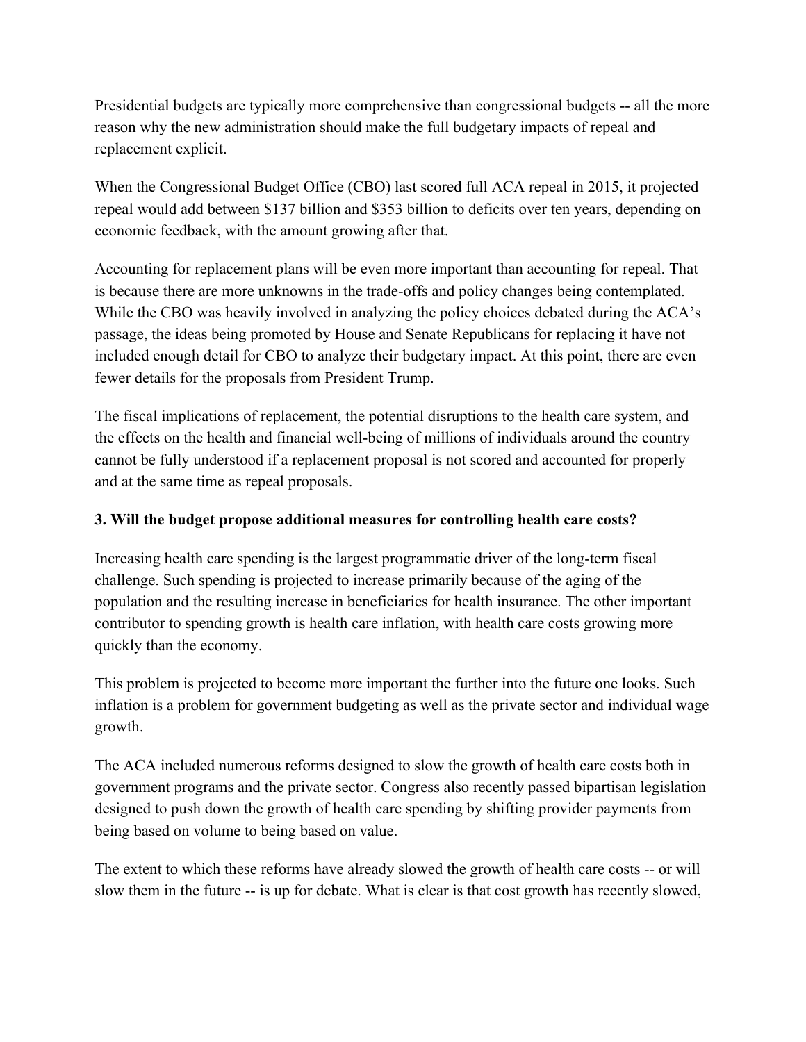Presidential budgets are typically more comprehensive than congressional budgets -- all the more reason why the new administration should make the full budgetary impacts of repeal and replacement explicit.

When the Congressional Budget Office (CBO) last scored full ACA repeal in 2015, it projected repeal would add between $137 billion and $353 billion to deficits over ten years, depending on economic feedback, with the amount growing after that.

Accounting for replacement plans will be even more important than accounting for repeal. That is because there are more unknowns in the trade-offs and policy changes being contemplated. While the CBO was heavily involved in analyzing the policy choices debated during the ACA's passage, the ideas being promoted by House and Senate Republicans for replacing it have not included enough detail for CBO to analyze their budgetary impact. At this point, there are even fewer details for the proposals from President Trump.

The fiscal implications of replacement, the potential disruptions to the health care system, and the effects on the health and financial well-being of millions of individuals around the country cannot be fully understood if a replacement proposal is not scored and accounted for properly and at the same time as repeal proposals.

**3. Will the budget propose additional measures for controlling health care costs?**

Increasing health care spending is the largest programmatic driver of the long-term fiscal challenge. Such spending is projected to increase primarily because of the aging of the population and the resulting increase in beneficiaries for health insurance. The other important contributor to spending growth is health care inflation, with health care costs growing more quickly than the economy.

This problem is projected to become more important the further into the future one looks. Such inflation is a problem for government budgeting as well as the private sector and individual wage growth.

The ACA included numerous reforms designed to slow the growth of health care costs both in government programs and the private sector. Congress also recently passed bipartisan legislation designed to push down the growth of health care spending by shifting provider payments from being based on volume to being based on value.

The extent to which these reforms have already slowed the growth of health care costs -- or will slow them in the future -- is up for debate. What is clear is that cost growth has recently slowed,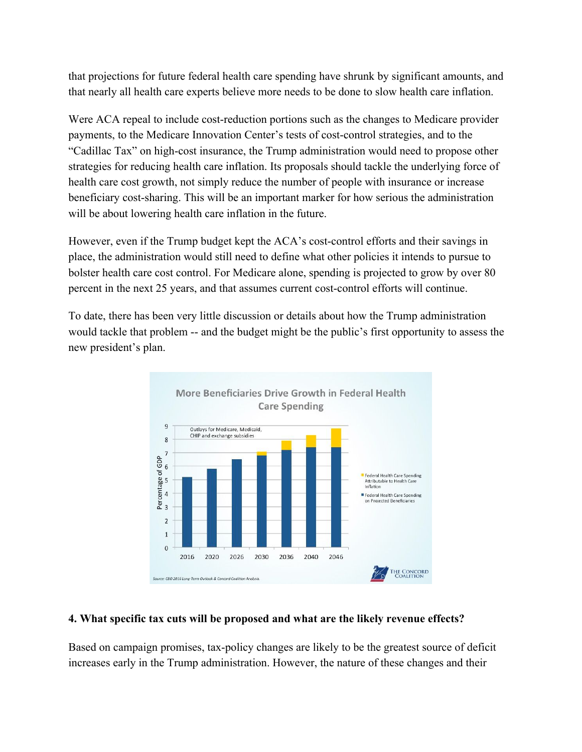that projections for future federal health care spending have shrunk by significant amounts, and that nearly all health care experts believe more needs to be done to slow health care inflation.

Were ACA repeal to include cost-reduction portions such as the changes to Medicare provider payments, to the Medicare Innovation Center's tests of cost-control strategies, and to the "Cadillac Tax" on high-cost insurance, the Trump administration would need to propose other strategies for reducing health care inflation. Its proposals should tackle the underlying force of health care cost growth, not simply reduce the number of people with insurance or increase beneficiary cost-sharing. This will be an important marker for how serious the administration will be about lowering health care inflation in the future.

However, even if the Trump budget kept the ACA's cost-control efforts and their savings in place, the administration would still need to define what other policies it intends to pursue to bolster health care cost control. For Medicare alone, spending is projected to grow by over 80 percent in the next 25 years, and that assumes current cost-control efforts will continue.

To date, there has been very little discussion or details about how the Trump administration would tackle that problem -- and the budget might be the public's first opportunity to assess the new president's plan.

**4. What specific tax cuts will be proposed and what are the likely revenue effects?**

Based on campaign promises, tax-policy changes are likely to be the greatest source of deficit increases early in the Trump administration. However, the nature of these changes and their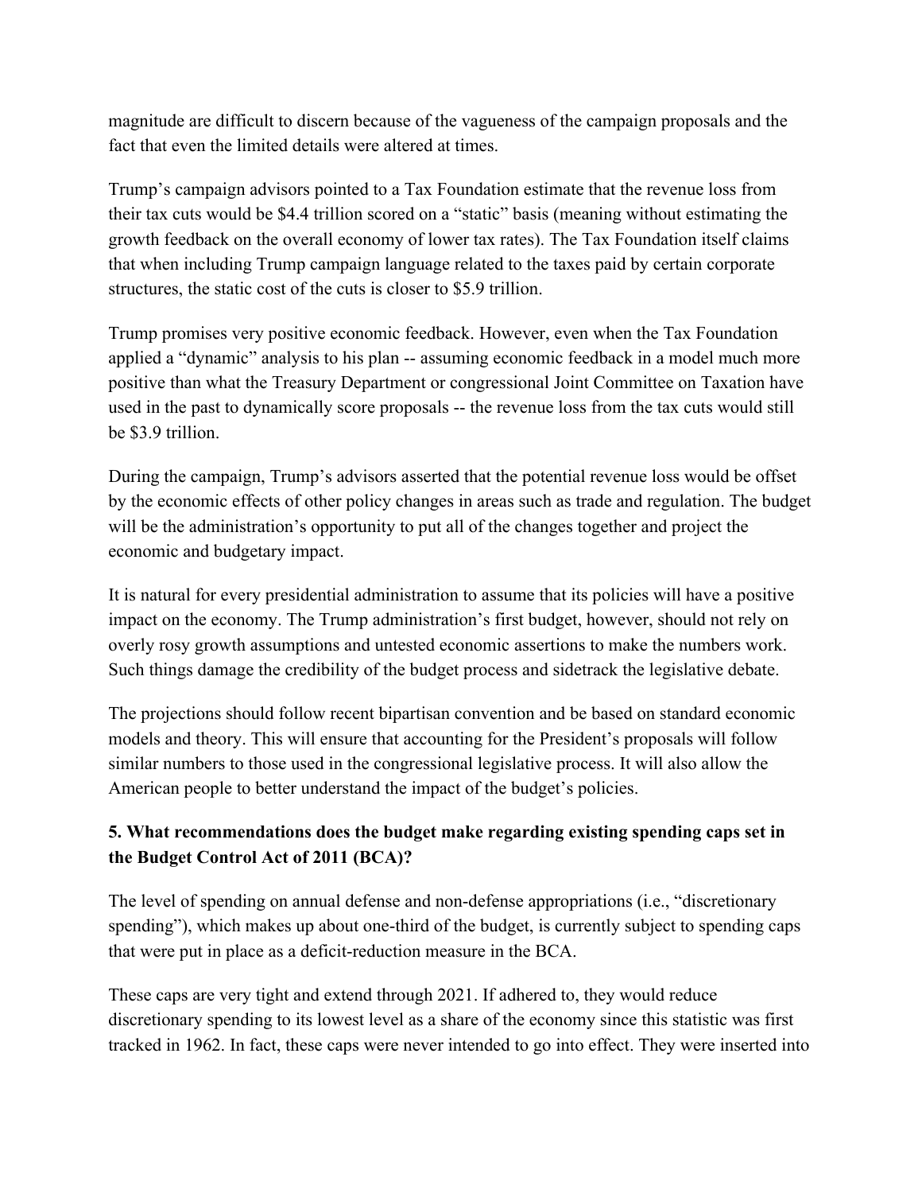magnitude are difficult to discern because of the vagueness of the campaign proposals and the fact that even the limited details were altered at times.

Trump's campaign advisors pointed to a Tax Foundation estimate that the revenue loss from their tax cuts would be $4.4 trillion scored on a "static" basis (meaning without estimating the growth feedback on the overall economy of lower tax rates). The Tax Foundation itself claims that when including Trump campaign language related to the taxes paid by certain corporate structures, the static cost of the cuts is closer to $5.9 trillion.

Trump promises very positive economic feedback. However, even when the Tax Foundation applied a "dynamic" analysis to his plan -- assuming economic feedback in a model much more positive than what the Treasury Department or congressional Joint Committee on Taxation have used in the past to dynamically score proposals -- the revenue loss from the tax cuts would still be $3.9 trillion.

During the campaign, Trump's advisors asserted that the potential revenue loss would be offset by the economic effects of other policy changes in areas such as trade and regulation. The budget will be the administration's opportunity to put all of the changes together and project the economic and budgetary impact.

It is natural for every presidential administration to assume that its policies will have a positive impact on the economy. The Trump administration's first budget, however, should not rely on overly rosy growth assumptions and untested economic assertions to make the numbers work. Such things damage the credibility of the budget process and sidetrack the legislative debate.

The projections should follow recent bipartisan convention and be based on standard economic models and theory. This will ensure that accounting for the President's proposals will follow similar numbers to those used in the congressional legislative process. It will also allow the American people to better understand the impact of the budget's policies.

### 5. What recommendations does the budget make regarding existing spending caps set in the Budget Control Act of 2011 (BCA)?

The level of spending on annual defense and non-defense appropriations (i.e., "discretionary spending"), which makes up about one-third of the budget, is currently subject to spending caps that were put in place as a deficit-reduction measure in the BCA.

These caps are very tight and extend through 2021. If adhered to, they would reduce discretionary spending to its lowest level as a share of the economy since this statistic was first tracked in 1962. In fact, these caps were never intended to go into effect. They were inserted into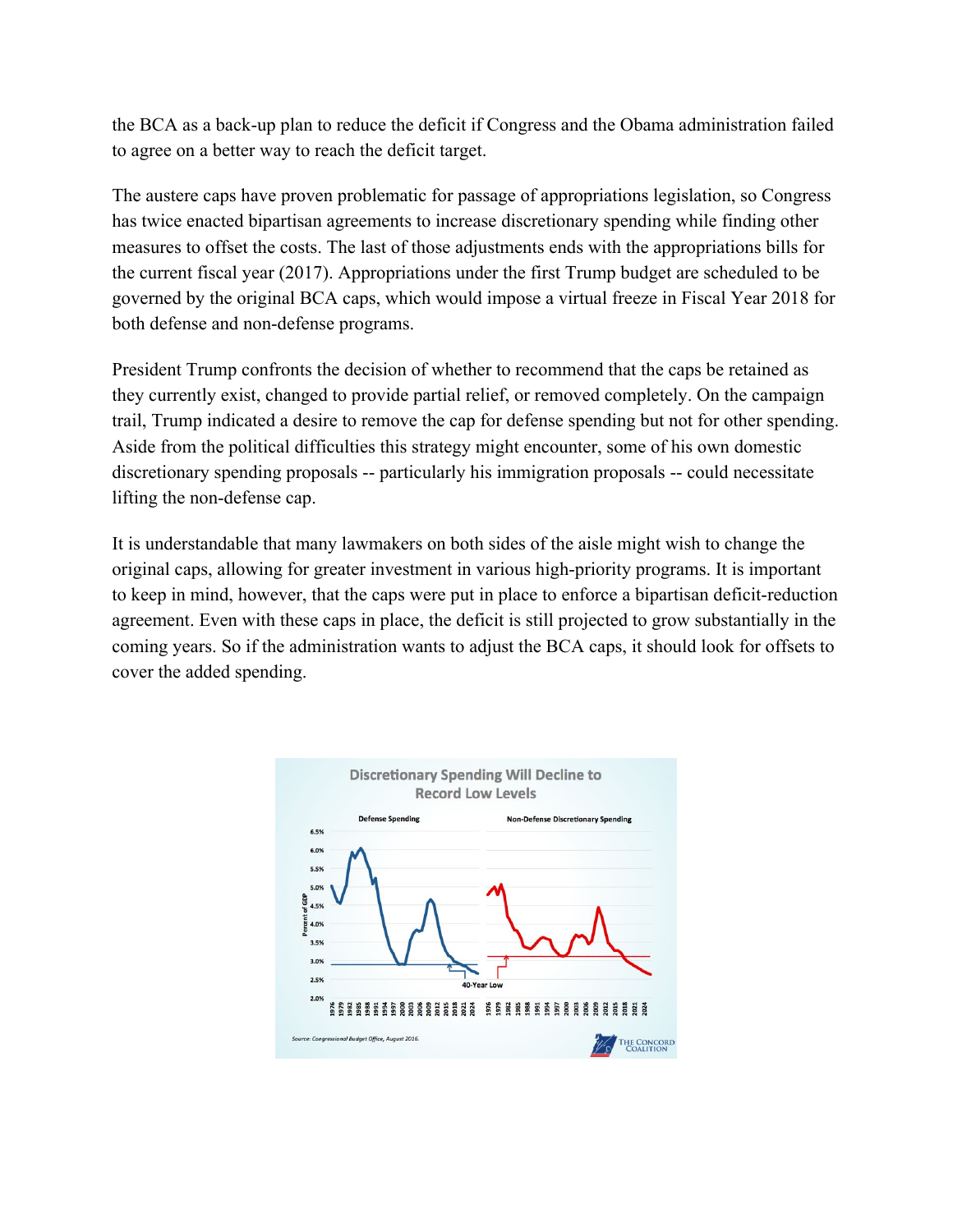the BCA as a back-up plan to reduce the deficit if Congress and the Obama administration failed to agree on a better way to reach the deficit target.

The austere caps have proven problematic for passage of appropriations legislation, so Congress has twice enacted bipartisan agreements to increase discretionary spending while finding other measures to offset the costs. The last of those adjustments ends with the appropriations bills for the current fiscal year (2017). Appropriations under the first Trump budget are scheduled to be governed by the original BCA caps, which would impose a virtual freeze in Fiscal Year 2018 for both defense and non-defense programs.

President Trump confronts the decision of whether to recommend that the caps be retained as they currently exist, changed to provide partial relief, or removed completely. On the campaign trail, Trump indicated a desire to remove the cap for defense spending but not for other spending. Aside from the political difficulties this strategy might encounter, some of his own domestic discretionary spending proposals -- particularly his immigration proposals -- could necessitate lifting the non-defense cap.

It is understandable that many lawmakers on both sides of the aisle might wish to change the original caps, allowing for greater investment in various high-priority programs. It is important to keep in mind, however, that the caps were put in place to enforce a bipartisan deficit-reduction agreement. Even with these caps in place, the deficit is still projected to grow substantially in the coming years. So if the administration wants to adjust the BCA caps, it should look for offsets to cover the added spending.

**Discretionary Spending Will Decline to Record Low Levels**

Defense Spending | Non-Defense Discretionary Spending

40-Year Low

Source: Congressional Budget Office, August 2016.

The Concord Coalition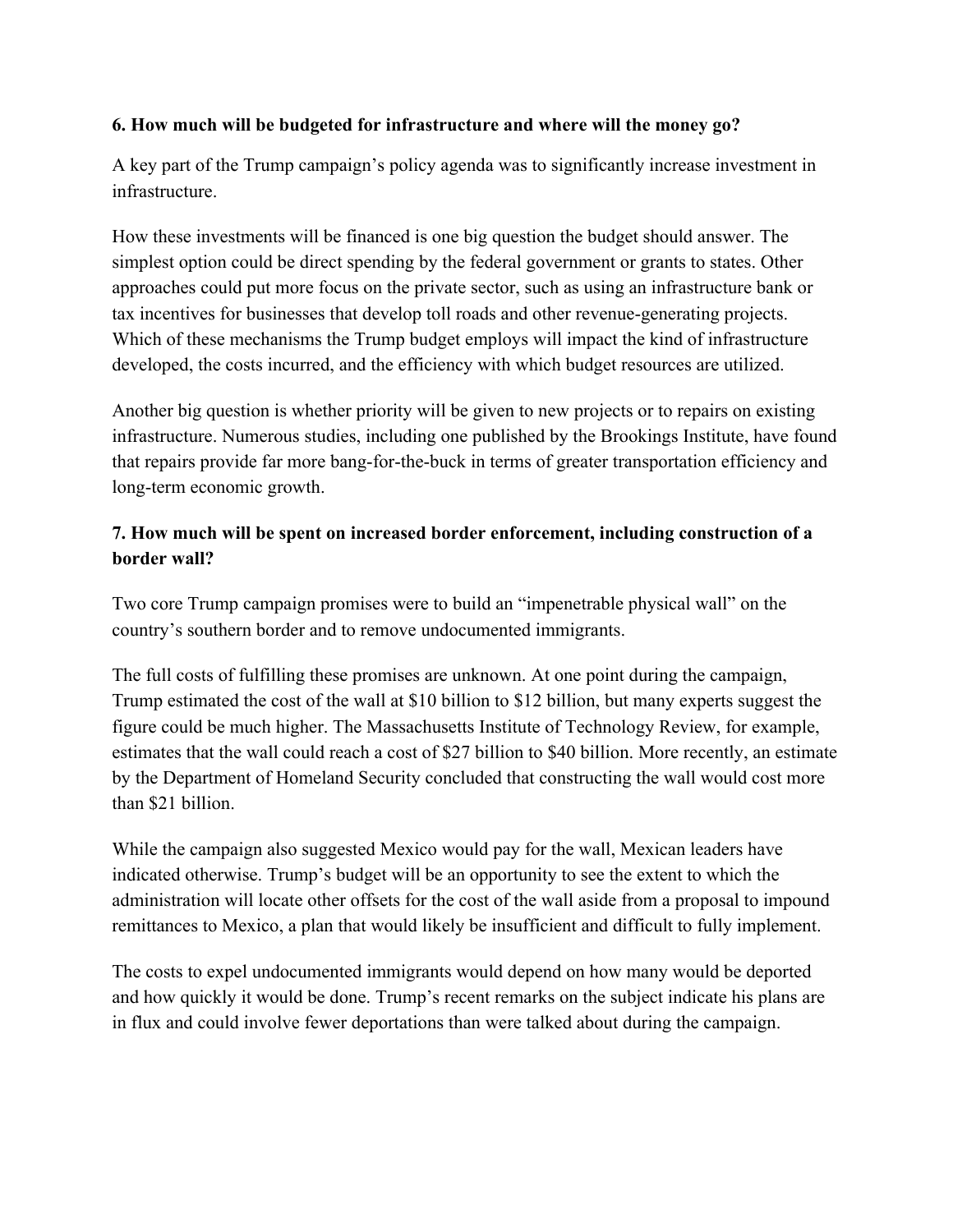**6. How much will be budgeted for infrastructure and where will the money go?**

A key part of the Trump campaign's policy agenda was to significantly increase investment in infrastructure.

How these investments will be financed is one big question the budget should answer. The simplest option could be direct spending by the federal government or grants to states. Other approaches could put more focus on the private sector, such as using an infrastructure bank or tax incentives for businesses that develop toll roads and other revenue-generating projects. Which of these mechanisms the Trump budget employs will impact the kind of infrastructure developed, the costs incurred, and the efficiency with which budget resources are utilized.

Another big question is whether priority will be given to new projects or to repairs on existing infrastructure. Numerous studies, including one published by the Brookings Institute, have found that repairs provide far more bang-for-the-buck in terms of greater transportation efficiency and long-term economic growth.

**7. How much will be spent on increased border enforcement, including construction of a border wall?**

Two core Trump campaign promises were to build an "impenetrable physical wall" on the country's southern border and to remove undocumented immigrants.

The full costs of fulfilling these promises are unknown. At one point during the campaign, Trump estimated the cost of the wall at $10 billion to $12 billion, but many experts suggest the figure could be much higher. The Massachusetts Institute of Technology Review, for example, estimates that the wall could reach a cost of $27 billion to $40 billion. More recently, an estimate by the Department of Homeland Security concluded that constructing the wall would cost more than $21 billion.

While the campaign also suggested Mexico would pay for the wall, Mexican leaders have indicated otherwise. Trump's budget will be an opportunity to see the extent to which the administration will locate other offsets for the cost of the wall aside from a proposal to impound remittances to Mexico, a plan that would likely be insufficient and difficult to fully implement.

The costs to expel undocumented immigrants would depend on how many would be deported and how quickly it would be done. Trump's recent remarks on the subject indicate his plans are in flux and could involve fewer deportations than were talked about during the campaign.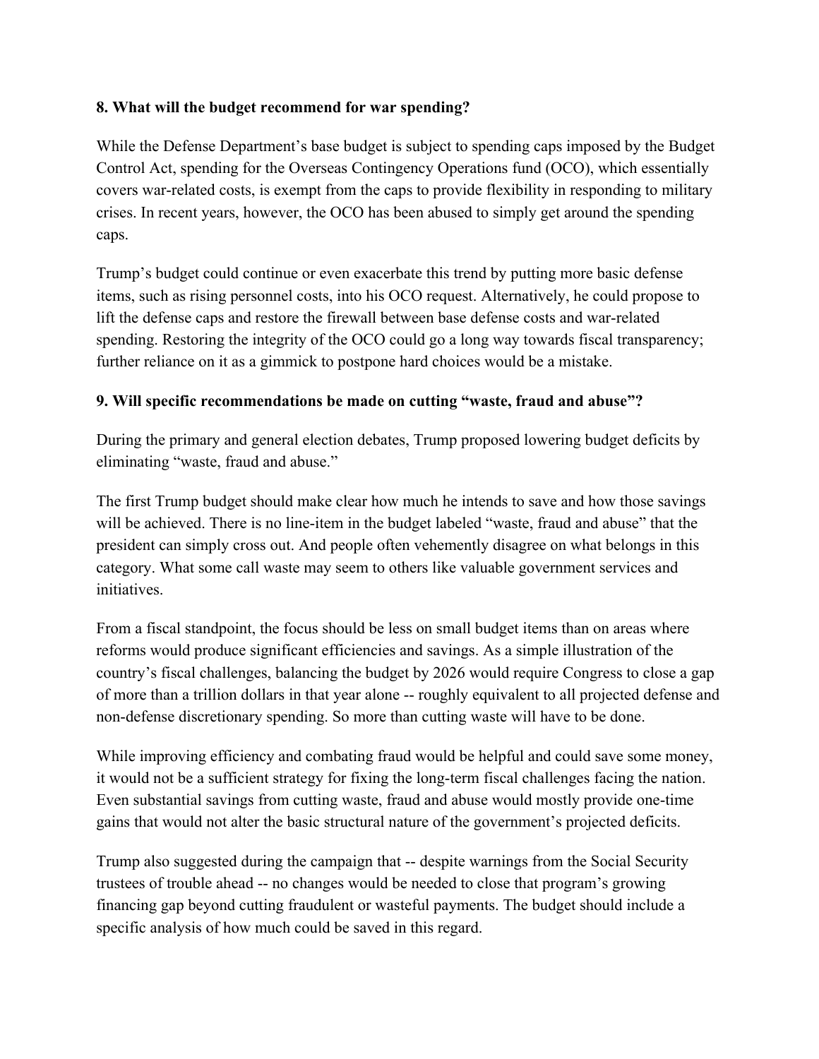**8. What will the budget recommend for war spending?**

While the Defense Department's base budget is subject to spending caps imposed by the Budget Control Act, spending for the Overseas Contingency Operations fund (OCO), which essentially covers war-related costs, is exempt from the caps to provide flexibility in responding to military crises. In recent years, however, the OCO has been abused to simply get around the spending caps.

Trump's budget could continue or even exacerbate this trend by putting more basic defense items, such as rising personnel costs, into his OCO request. Alternatively, he could propose to lift the defense caps and restore the firewall between base defense costs and war-related spending. Restoring the integrity of the OCO could go a long way towards fiscal transparency; further reliance on it as a gimmick to postpone hard choices would be a mistake.

**9. Will specific recommendations be made on cutting "waste, fraud and abuse"?**

During the primary and general election debates, Trump proposed lowering budget deficits by eliminating "waste, fraud and abuse."

The first Trump budget should make clear how much he intends to save and how those savings will be achieved. There is no line-item in the budget labeled "waste, fraud and abuse" that the president can simply cross out. And people often vehemently disagree on what belongs in this category. What some call waste may seem to others like valuable government services and initiatives.

From a fiscal standpoint, the focus should be less on small budget items than on areas where reforms would produce significant efficiencies and savings. As a simple illustration of the country's fiscal challenges, balancing the budget by 2026 would require Congress to close a gap of more than a trillion dollars in that year alone -- roughly equivalent to all projected defense and non-defense discretionary spending. So more than cutting waste will have to be done.

While improving efficiency and combating fraud would be helpful and could save some money, it would not be a sufficient strategy for fixing the long-term fiscal challenges facing the nation. Even substantial savings from cutting waste, fraud and abuse would mostly provide one-time gains that would not alter the basic structural nature of the government's projected deficits.

Trump also suggested during the campaign that -- despite warnings from the Social Security trustees of trouble ahead -- no changes would be needed to close that program's growing financing gap beyond cutting fraudulent or wasteful payments. The budget should include a specific analysis of how much could be saved in this regard.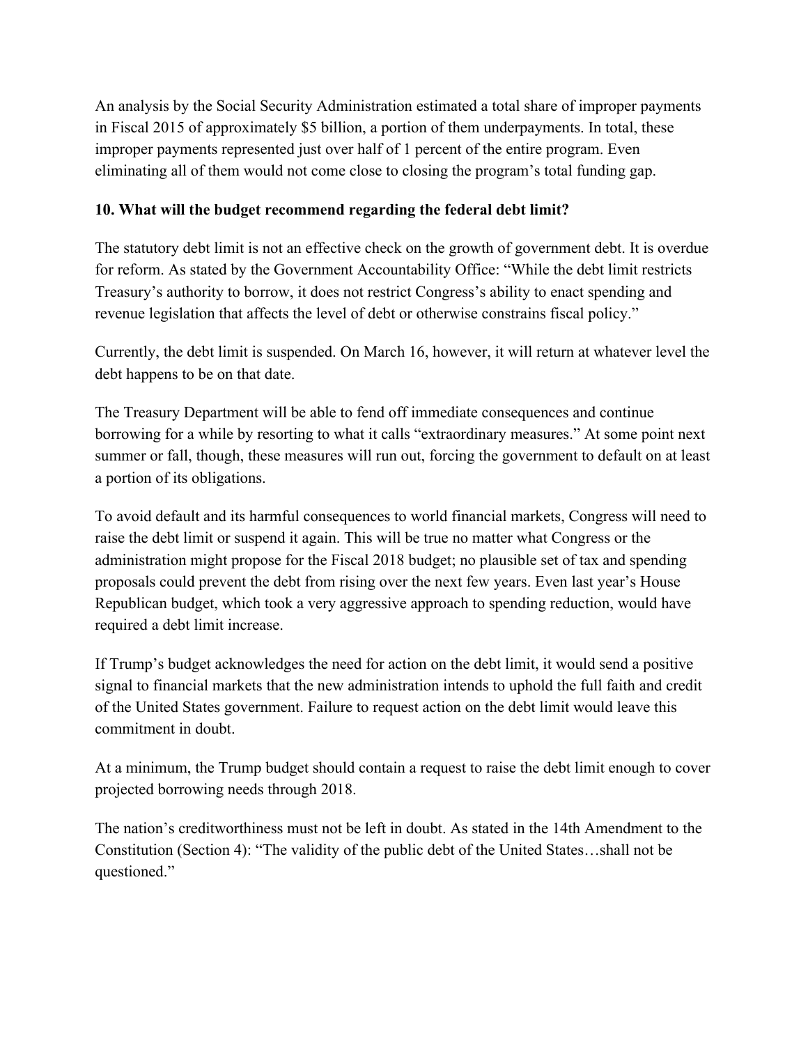An analysis by the Social Security Administration estimated a total share of improper payments in Fiscal 2015 of approximately $5 billion, a portion of them underpayments. In total, these improper payments represented just over half of 1 percent of the entire program. Even eliminating all of them would not come close to closing the program's total funding gap.

**10. What will the budget recommend regarding the federal debt limit?**

The statutory debt limit is not an effective check on the growth of government debt. It is overdue for reform. As stated by the Government Accountability Office: "While the debt limit restricts Treasury's authority to borrow, it does not restrict Congress's ability to enact spending and revenue legislation that affects the level of debt or otherwise constrains fiscal policy."

Currently, the debt limit is suspended. On March 16, however, it will return at whatever level the debt happens to be on that date.

The Treasury Department will be able to fend off immediate consequences and continue borrowing for a while by resorting to what it calls "extraordinary measures." At some point next summer or fall, though, these measures will run out, forcing the government to default on at least a portion of its obligations.

To avoid default and its harmful consequences to world financial markets, Congress will need to raise the debt limit or suspend it again. This will be true no matter what Congress or the administration might propose for the Fiscal 2018 budget; no plausible set of tax and spending proposals could prevent the debt from rising over the next few years. Even last year's House Republican budget, which took a very aggressive approach to spending reduction, would have required a debt limit increase.

If Trump's budget acknowledges the need for action on the debt limit, it would send a positive signal to financial markets that the new administration intends to uphold the full faith and credit of the United States government. Failure to request action on the debt limit would leave this commitment in doubt.

At a minimum, the Trump budget should contain a request to raise the debt limit enough to cover projected borrowing needs through 2018.

The nation's creditworthiness must not be left in doubt. As stated in the 14th Amendment to the Constitution (Section 4): "The validity of the public debt of the United States…shall not be questioned."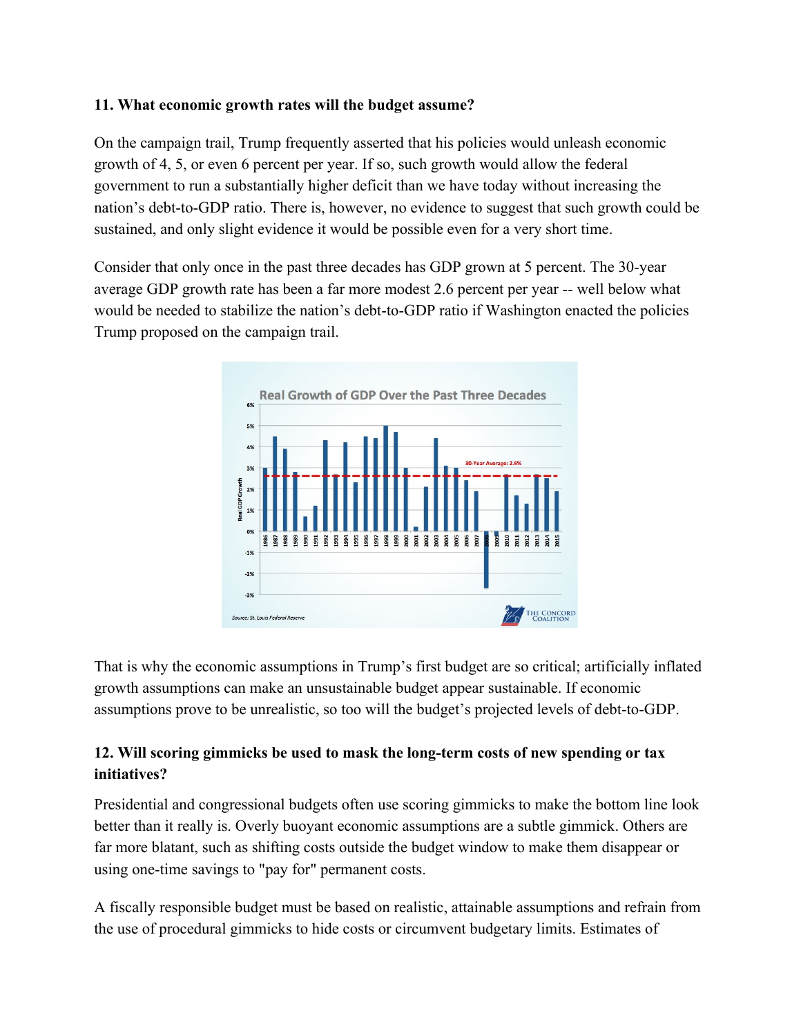**11. What economic growth rates will the budget assume?**

On the campaign trail, Trump frequently asserted that his policies would unleash economic growth of 4, 5, or even 6 percent per year. If so, such growth would allow the federal government to run a substantially higher deficit than we have today without increasing the nation's debt-to-GDP ratio. There is, however, no evidence to suggest that such growth could be sustained, and only slight evidence it would be possible even for a very short time.

Consider that only once in the past three decades has GDP grown at 5 percent. The 30-year average GDP growth rate has been a far more modest 2.6 percent per year -- well below what would be needed to stabilize the nation's debt-to-GDP ratio if Washington enacted the policies Trump proposed on the campaign trail.

That is why the economic assumptions in Trump's first budget are so critical; artificially inflated growth assumptions can make an unsustainable budget appear sustainable. If economic assumptions prove to be unrealistic, so too will the budget's projected levels of debt-to-GDP.

**12. Will scoring gimmicks be used to mask the long-term costs of new spending or tax initiatives?**

Presidential and congressional budgets often use scoring gimmicks to make the bottom line look better than it really is. Overly buoyant economic assumptions are a subtle gimmick. Others are far more blatant, such as shifting costs outside the budget window to make them disappear or using one-time savings to "pay for" permanent costs.

A fiscally responsible budget must be based on realistic, attainable assumptions and refrain from the use of procedural gimmicks to hide costs or circumvent budgetary limits. Estimates of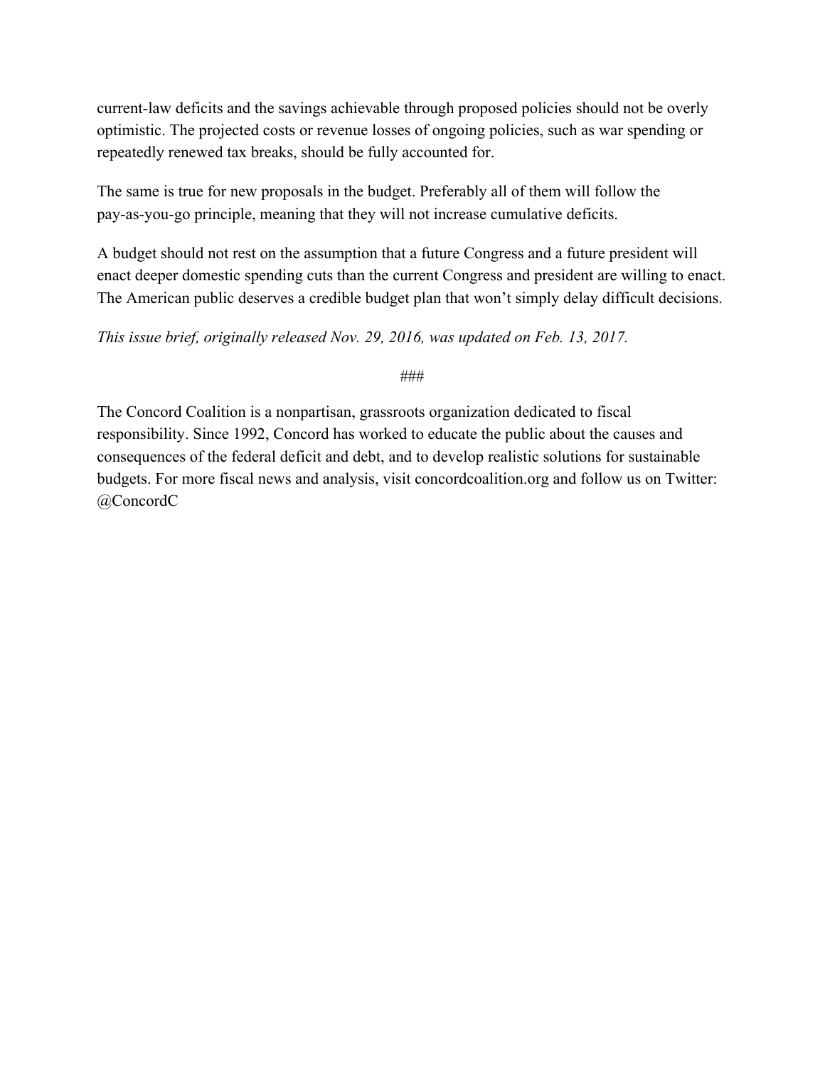current-law deficits and the savings achievable through proposed policies should not be overly optimistic. The projected costs or revenue losses of ongoing policies, such as war spending or repeatedly renewed tax breaks, should be fully accounted for.

The same is true for new proposals in the budget. Preferably all of them will follow the pay-as-you-go principle, meaning that they will not increase cumulative deficits.

A budget should not rest on the assumption that a future Congress and a future president will enact deeper domestic spending cuts than the current Congress and president are willing to enact. The American public deserves a credible budget plan that won't simply delay difficult decisions.

*This issue brief, originally released Nov. 29, 2016, was updated on Feb. 13, 2017.*

###

The Concord Coalition is a nonpartisan, grassroots organization dedicated to fiscal responsibility. Since 1992, Concord has worked to educate the public about the causes and consequences of the federal deficit and debt, and to develop realistic solutions for sustainable budgets. For more fiscal news and analysis, visit concordcoalition.org and follow us on Twitter: @ConcordC